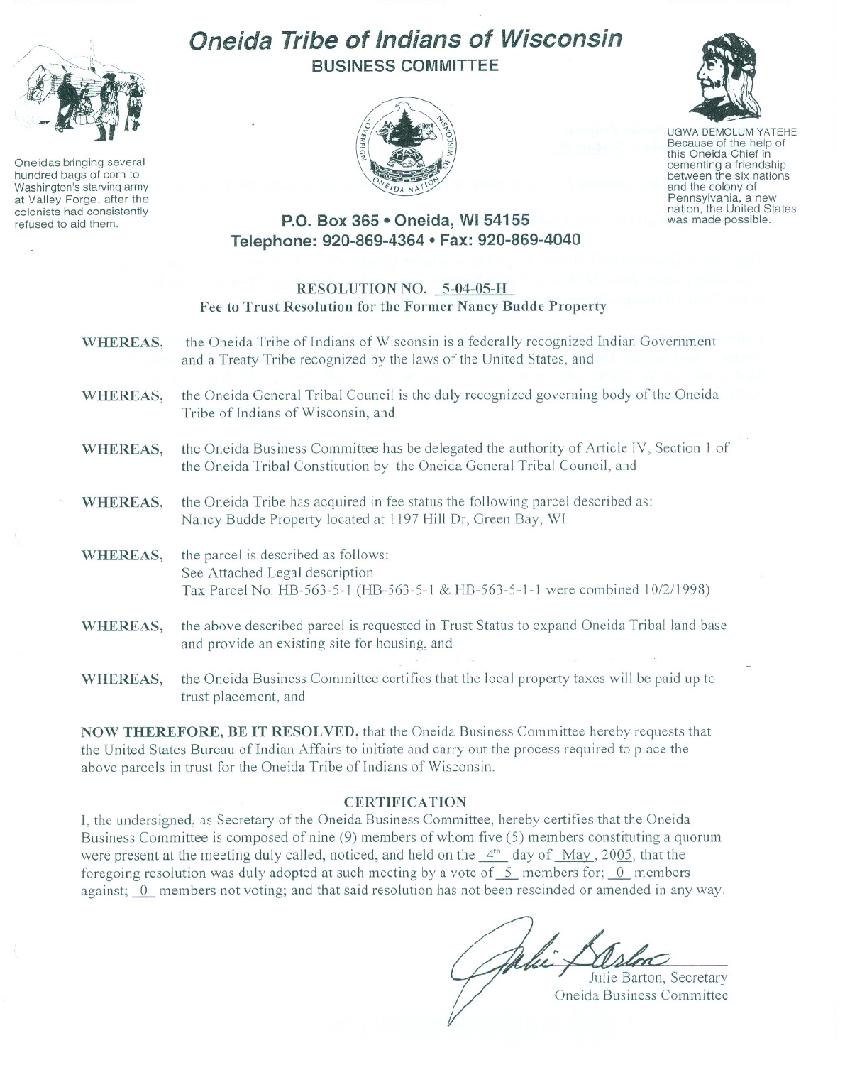# Oneida Tribe of Indians of Wisconsin

## BUSINESS COMMITTEE

Oneidas bringing several hundred bags of corn to Washington's starving army at Valley Forge, after the colonists had consistently refused to aid them.

UGWA DEMOLUM YATEHE
Because of the help of this Oneida Chief in cementing a friendship between the six nations and the colony of Pennsylvania, a new nation, the United States was made possible.

**P.O. Box 365 • Oneida, WI 54155**
**Telephone: 920-869-4364 • Fax: 920-869-4040**

**RESOLUTION NO. 5-04-05-H**
**Fee to Trust Resolution for the Former Nancy Budde Property**

**WHEREAS,** the Oneida Tribe of Indians of Wisconsin is a federally recognized Indian Government and a Treaty Tribe recognized by the laws of the United States, and

**WHEREAS,** the Oneida General Tribal Council is the duly recognized governing body of the Oneida Tribe of Indians of Wisconsin, and

**WHEREAS,** the Oneida Business Committee has be delegated the authority of Article IV, Section 1 of the Oneida Tribal Constitution by the Oneida General Tribal Council, and

**WHEREAS,** the Oneida Tribe has acquired in fee status the following parcel described as: Nancy Budde Property located at 1197 Hill Dr, Green Bay, WI

**WHEREAS,** the parcel is described as follows:
See Attached Legal description
Tax Parcel No. HB-563-5-1 (HB-563-5-1 & HB-563-5-1-1 were combined 10/2/1998)

**WHEREAS,** the above described parcel is requested in Trust Status to expand Oneida Tribal land base and provide an existing site for housing, and

**WHEREAS,** the Oneida Business Committee certifies that the local property taxes will be paid up to trust placement, and

**NOW THEREFORE, BE IT RESOLVED,** that the Oneida Business Committee hereby requests that the United States Bureau of Indian Affairs to initiate and carry out the process required to place the above parcels in trust for the Oneida Tribe of Indians of Wisconsin.

**CERTIFICATION**

I, the undersigned, as Secretary of the Oneida Business Committee, hereby certifies that the Oneida Business Committee is composed of nine (9) members of whom five (5) members constituting a quorum were present at the meeting duly called, noticed, and held on the 4th day of May, 2005; that the foregoing resolution was duly adopted at such meeting by a vote of 5 members for; 0 members against; 0 members not voting; and that said resolution has not been rescinded or amended in any way.

Julie Barton, Secretary
Oneida Business Committee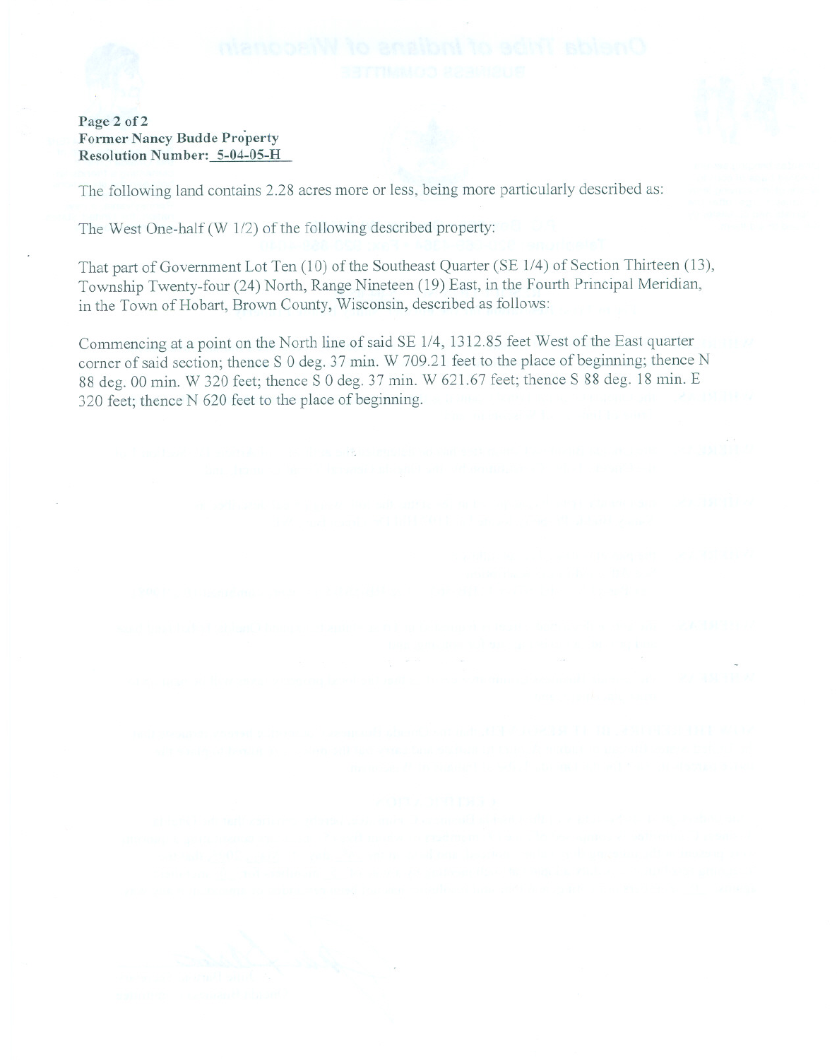**Page 2 of 2**
**Former Nancy Budde Property**
**Resolution Number: 5-04-05-H**

The following land contains 2.28 acres more or less, being more particularly described as:

The West One-half (W 1/2) of the following described property:

That part of Government Lot Ten (10) of the Southeast Quarter (SE 1/4) of Section Thirteen (13), Township Twenty-four (24) North, Range Nineteen (19) East, in the Fourth Principal Meridian, in the Town of Hobart, Brown County, Wisconsin, described as follows:

Commencing at a point on the North line of said SE 1/4, 1312.85 feet West of the East quarter corner of said section; thence S 0 deg. 37 min. W 709.21 feet to the place of beginning; thence N 88 deg. 00 min. W 320 feet; thence S 0 deg. 37 min. W 621.67 feet; thence S 88 deg. 18 min. E 320 feet; thence N 620 feet to the place of beginning.